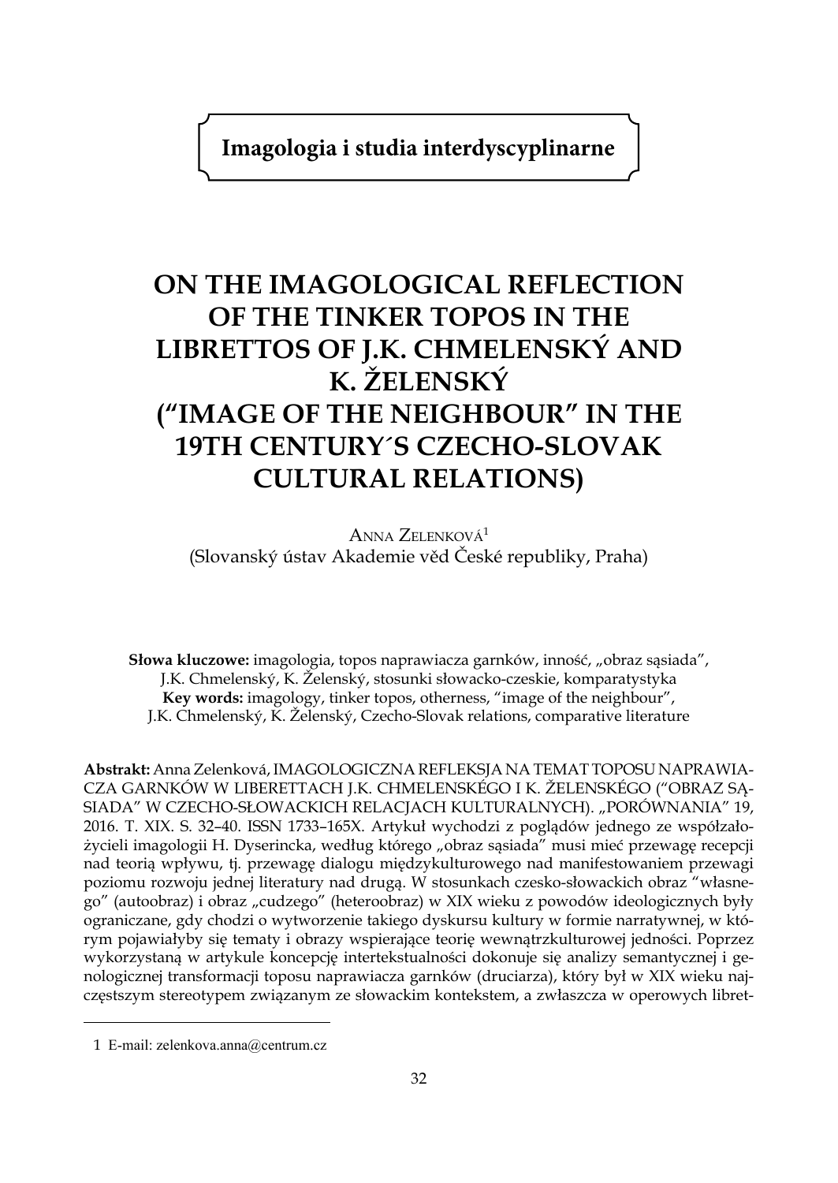**Imagologia i studia interdyscyplinarne**

# ON THE IMAGOLOGICAL REFLECTION OF THE TINKER TOPOS IN THE LIBRETTOS OF J.K. CHMELENSKÝ AND K. ŽELENSKÝ („IMAGE OF THE NEIGHBOUR" IN THE 19TH CENTURY´S CZECHO-SLOVAK CULTURAL RELATIONS)

ANNA ZELENKOVÁ[1]
(Slovanský ústav Akademie věd České republiky, Praha)

**Słowa kluczowe:** imagologia, topos naprawiacza garnków, inność, „obraz sąsiada", J.K. Chmelenský, K. Želenský, stosunki słowacko-czeskie, komparatystyka
**Key words:** imagology, tinker topos, otherness, "image of the neighbour", J.K. Chmelenský, K. Želenský, Czecho-Slovak relations, comparative literature

**Abstrakt:** Anna Zelenková, IMAGOLOGICZNA REFLEKSJA NA TEMAT TOPOSU NAPRAWIACZA GARNKÓW W LIBERETTACH J.K. CHMELENSKÉGO I K. ŽELENSKÉGO ("OBRAZ SĄSIADA" W CZECHO-SŁOWACKICH RELACJACH KULTURALNYCH). „PORÓWNANIA" 19, 2016. T. XIX. S. 32–40. ISSN 1733–165X. Artykuł wychodzi z poglądów jednego ze współzałożycieli imagologii H. Dyserincka, według którego „obraz sąsiada" musi mieć przewagę recepcji nad teorią wpływu, tj. przewagę dialogu międzykulturowego nad manifestowaniem przewagi poziomu rozwoju jednej literatury nad drugą. W stosunkach czesko-słowackich obraz "własnego" (autoobraz) i obraz „cudzego" (heteroobraz) w XIX wieku z powodów ideologicznych były ograniczane, gdy chodzi o wytworzenie takiego dyskursu kultury w formie narratywnej, w którym pojawiałyby się tematy i obrazy wspierające teorię wewnątrzkulturowej jedności. Poprzez wykorzystaną w artykule koncepcję intertekstualności dokonuje się analizy semantycznej i genologicznej transformacji toposu naprawiacza garnków (druciarza), który był w XIX wieku najczęstszym stereotypem związanym ze słowackim kontekstem, a zwłaszcza w operowych libret-

[1] E-mail: zelenkova.anna@centrum.cz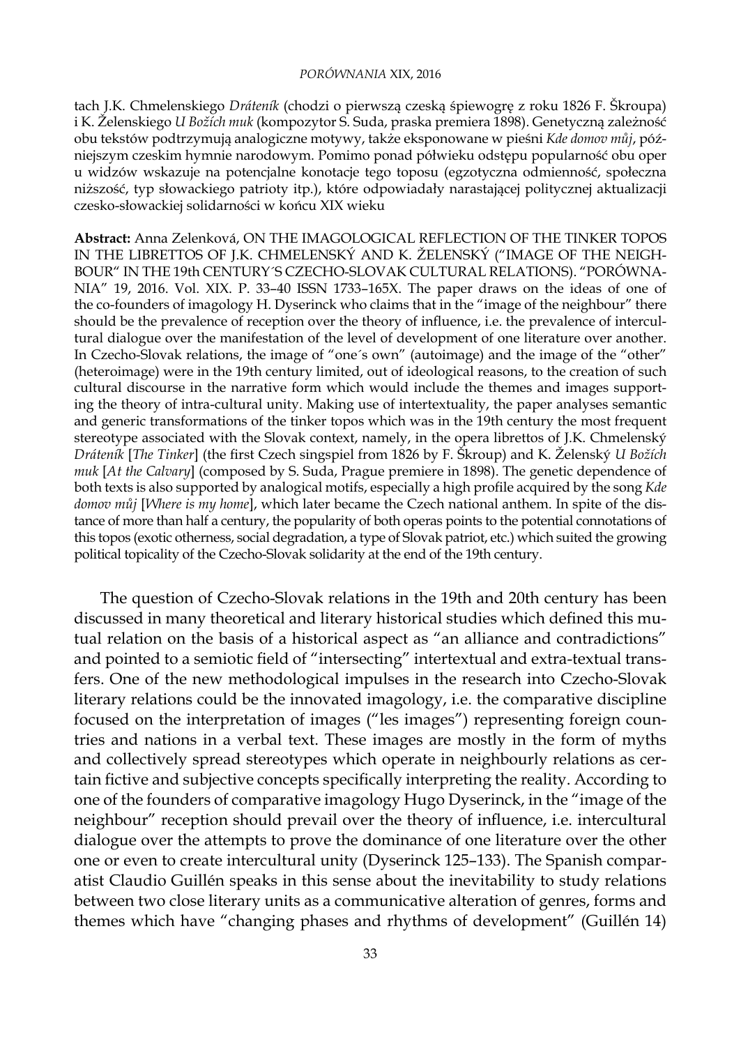tach J.K. Chmelenskiego *Dráteník* (chodzi o pierwszą czeską śpiewogrę z roku 1826 F. Škroupa) i K. Želenskiego *U Božích muk* (kompozytor S. Suda, praska premiera 1898). Genetyczną zależność obu tekstów podtrzymują analogiczne motywy, także eksponowane w pieśni *Kde domov můj*, późniejszym czeskim hymnie narodowym. Pomimo ponad półwieku odstępu popularność obu oper u widzów wskazuje na potencjalne konotacje tego toposu (egzotyczna odmienność, społeczna niższość, typ słowackiego patrioty itp.), które odpowiadały narastającej politycznej aktualizacji czesko-słowackiej solidarności w końcu XIX wieku

**Abstract:** Anna Zelenková, ON THE IMAGOLOGICAL REFLECTION OF THE TINKER TOPOS IN THE LIBRETTOS OF J.K. CHMELENSKÝ AND K. ŽELENSKÝ ("IMAGE OF THE NEIGHBOUR" IN THE 19th CENTURY´S CZECHO-SLOVAK CULTURAL RELATIONS). "PORÓWNANIA" 19, 2016. Vol. XIX. P. 33–40 ISSN 1733–165X. The paper draws on the ideas of one of the co-founders of imagology H. Dyserinck who claims that in the "image of the neighbour" there should be the prevalence of reception over the theory of influence, i.e. the prevalence of intercultural dialogue over the manifestation of the level of development of one literature over another. In Czecho-Slovak relations, the image of "one´s own" (autoimage) and the image of the "other" (heteroimage) were in the 19th century limited, out of ideological reasons, to the creation of such cultural discourse in the narrative form which would include the themes and images supporting the theory of intra-cultural unity. Making use of intertextuality, the paper analyses semantic and generic transformations of the tinker topos which was in the 19th century the most frequent stereotype associated with the Slovak context, namely, in the opera librettos of J.K. Chmelenský *Dráteník* [*The Tinker*] (the first Czech singspiel from 1826 by F. Škroup) and K. Želenský *U Božích muk* [*At the Calvary*] (composed by S. Suda, Prague premiere in 1898). The genetic dependence of both texts is also supported by analogical motifs, especially a high profile acquired by the song *Kde domov můj* [*Where is my home*], which later became the Czech national anthem. In spite of the distance of more than half a century, the popularity of both operas points to the potential connotations of this topos (exotic otherness, social degradation, a type of Slovak patriot, etc.) which suited the growing political topicality of the Czecho-Slovak solidarity at the end of the 19th century.

The question of Czecho-Slovak relations in the 19th and 20th century has been discussed in many theoretical and literary historical studies which defined this mutual relation on the basis of a historical aspect as "an alliance and contradictions" and pointed to a semiotic field of "intersecting" intertextual and extra-textual transfers. One of the new methodological impulses in the research into Czecho-Slovak literary relations could be the innovated imagology, i.e. the comparative discipline focused on the interpretation of images ("les images") representing foreign countries and nations in a verbal text. These images are mostly in the form of myths and collectively spread stereotypes which operate in neighbourly relations as certain fictive and subjective concepts specifically interpreting the reality. According to one of the founders of comparative imagology Hugo Dyserinck, in the "image of the neighbour" reception should prevail over the theory of influence, i.e. intercultural dialogue over the attempts to prove the dominance of one literature over the other one or even to create intercultural unity (Dyserinck 125–133). The Spanish comparatist Claudio Guillén speaks in this sense about the inevitability to study relations between two close literary units as a communicative alteration of genres, forms and themes which have "changing phases and rhythms of development" (Guillén 14)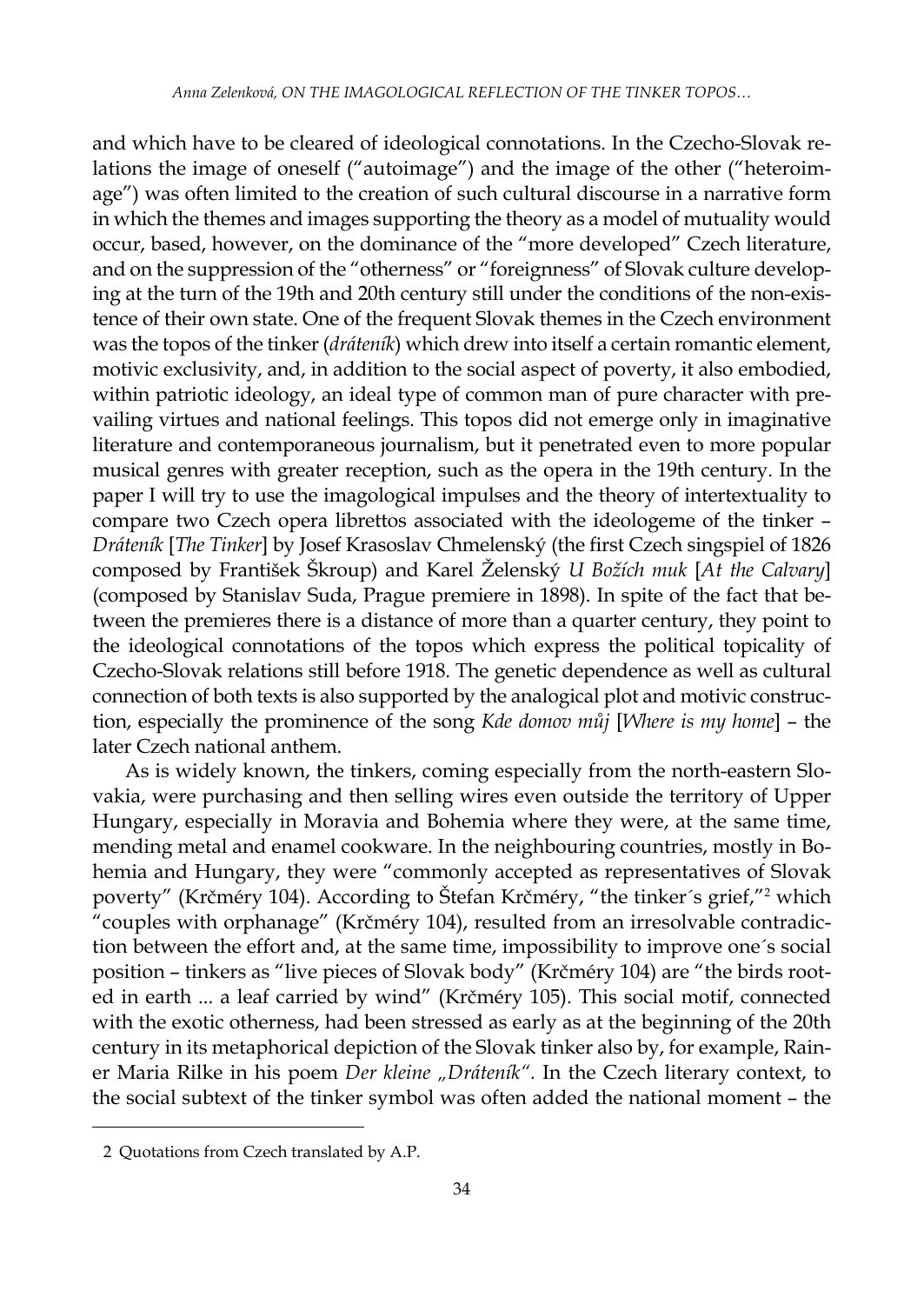and which have to be cleared of ideological connotations. In the Czecho-Slovak relations the image of oneself ("autoimage") and the image of the other ("heteroimage") was often limited to the creation of such cultural discourse in a narrative form in which the themes and images supporting the theory as a model of mutuality would occur, based, however, on the dominance of the "more developed" Czech literature, and on the suppression of the "otherness" or "foreignness" of Slovak culture developing at the turn of the 19th and 20th century still under the conditions of the non-existence of their own state. One of the frequent Slovak themes in the Czech environment was the topos of the tinker (*drátenník*) which drew into itself a certain romantic element, motivic exclusivity, and, in addition to the social aspect of poverty, it also embodied, within patriotic ideology, an ideal type of common man of pure character with prevailing virtues and national feelings. This topos did not emerge only in imaginative literature and contemporaneous journalism, but it penetrated even to more popular musical genres with greater reception, such as the opera in the 19th century. In the paper I will try to use the imagological impulses and the theory of intertextuality to compare two Czech opera librettos associated with the ideologeme of the tinker – *Drátenník* [*The Tinker*] by Josef Krasoslav Chmelenský (the first Czech singspiel of 1826 composed by František Škroup) and Karel Želenský *U Božích muk* [*At the Calvary*] (composed by Stanislav Suda, Prague premiere in 1898). In spite of the fact that between the premieres there is a distance of more than a quarter century, they point to the ideological connotations of the topos which express the political topicality of Czecho-Slovak relations still before 1918. The genetic dependence as well as cultural connection of both texts is also supported by the analogical plot and motivic construction, especially the prominence of the song *Kde domov můj* [*Where is my home*] – the later Czech national anthem.

As is widely known, the tinkers, coming especially from the north-eastern Slovakia, were purchasing and then selling wires even outside the territory of Upper Hungary, especially in Moravia and Bohemia where they were, at the same time, mending metal and enamel cookware. In the neighbouring countries, mostly in Bohemia and Hungary, they were "commonly accepted as representatives of Slovak poverty" (Krčméry 104). According to Štefan Krčméry, "the tinker´s grief,"[2] which "couples with orphanage" (Krčméry 104), resulted from an irresolvable contradiction between the effort and, at the same time, impossibility to improve one´s social position – tinkers as "live pieces of Slovak body" (Krčméry 104) are "the birds rooted in earth ... a leaf carried by wind" (Krčméry 105). This social motif, connected with the exotic otherness, had been stressed as early as at the beginning of the 20th century in its metaphorical depiction of the Slovak tinker also by, for example, Rainer Maria Rilke in his poem *Der kleine „Drátenník".* In the Czech literary context, to the social subtext of the tinker symbol was often added the national moment – the

---

2 Quotations from Czech translated by A.P.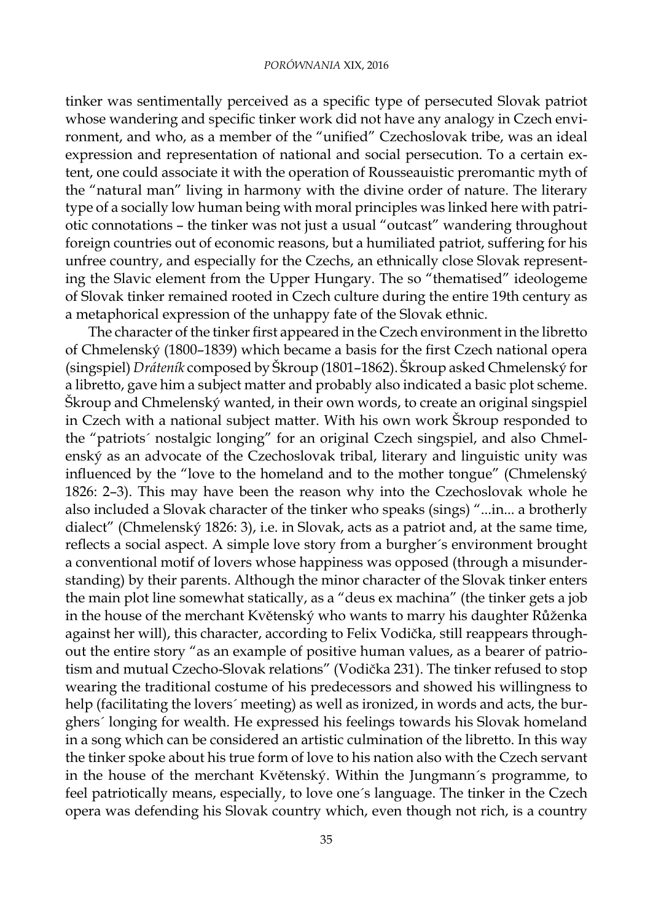tinker was sentimentally perceived as a specific type of persecuted Slovak patriot whose wandering and specific tinker work did not have any analogy in Czech environment, and who, as a member of the "unified" Czechoslovak tribe, was an ideal expression and representation of national and social persecution. To a certain extent, one could associate it with the operation of Rousseauistic preromantic myth of the "natural man" living in harmony with the divine order of nature. The literary type of a socially low human being with moral principles was linked here with patriotic connotations – the tinker was not just a usual "outcast" wandering throughout foreign countries out of economic reasons, but a humiliated patriot, suffering for his unfree country, and especially for the Czechs, an ethnically close Slovak representing the Slavic element from the Upper Hungary. The so "thematised" ideologeme of Slovak tinker remained rooted in Czech culture during the entire 19th century as a metaphorical expression of the unhappy fate of the Slovak ethnic.

The character of the tinker first appeared in the Czech environment in the libretto of Chmelenský (1800–1839) which became a basis for the first Czech national opera (singspiel) *Dráteník* composed by Škroup (1801–1862). Škroup asked Chmelenský for a libretto, gave him a subject matter and probably also indicated a basic plot scheme. Škroup and Chmelenský wanted, in their own words, to create an original singspiel in Czech with a national subject matter. With his own work Škroup responded to the "patriots´ nostalgic longing" for an original Czech singspiel, and also Chmelenský as an advocate of the Czechoslovak tribal, literary and linguistic unity was influenced by the "love to the homeland and to the mother tongue" (Chmelenský 1826: 2–3). This may have been the reason why into the Czechoslovak whole he also included a Slovak character of the tinker who speaks (sings) "...in... a brotherly dialect" (Chmelenský 1826: 3), i.e. in Slovak, acts as a patriot and, at the same time, reflects a social aspect. A simple love story from a burgher´s environment brought a conventional motif of lovers whose happiness was opposed (through a misunderstanding) by their parents. Although the minor character of the Slovak tinker enters the main plot line somewhat statically, as a "deus ex machina" (the tinker gets a job in the house of the merchant Květenský who wants to marry his daughter Růženka against her will), this character, according to Felix Vodička, still reappears throughout the entire story "as an example of positive human values, as a bearer of patriotism and mutual Czecho-Slovak relations" (Vodička 231). The tinker refused to stop wearing the traditional costume of his predecessors and showed his willingness to help (facilitating the lovers´ meeting) as well as ironized, in words and acts, the burghers´ longing for wealth. He expressed his feelings towards his Slovak homeland in a song which can be considered an artistic culmination of the libretto. In this way the tinker spoke about his true form of love to his nation also with the Czech servant in the house of the merchant Květenský. Within the Jungmann´s programme, to feel patriotically means, especially, to love one´s language. The tinker in the Czech opera was defending his Slovak country which, even though not rich, is a country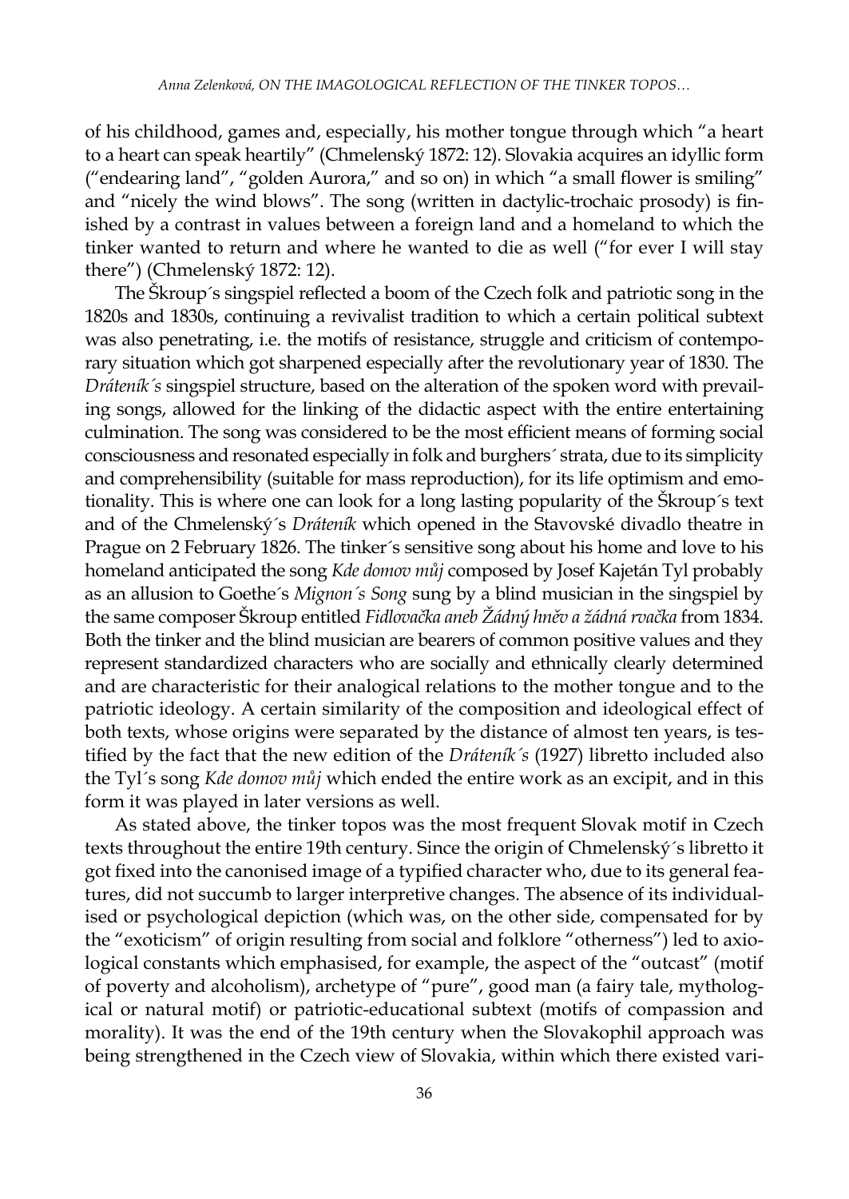of his childhood, games and, especially, his mother tongue through which "a heart to a heart can speak heartily" (Chmelenský 1872: 12). Slovakia acquires an idyllic form ("endearing land", "golden Aurora," and so on) in which "a small flower is smiling" and "nicely the wind blows". The song (written in dactylic-trochaic prosody) is finished by a contrast in values between a foreign land and a homeland to which the tinker wanted to return and where he wanted to die as well ("for ever I will stay there") (Chmelenský 1872: 12).

The Škroup´s singspiel reflected a boom of the Czech folk and patriotic song in the 1820s and 1830s, continuing a revivalist tradition to which a certain political subtext was also penetrating, i.e. the motifs of resistance, struggle and criticism of contemporary situation which got sharpened especially after the revolutionary year of 1830. The *Dráteník´s* singspiel structure, based on the alteration of the spoken word with prevailing songs, allowed for the linking of the didactic aspect with the entire entertaining culmination. The song was considered to be the most efficient means of forming social consciousness and resonated especially in folk and burghers´ strata, due to its simplicity and comprehensibility (suitable for mass reproduction), for its life optimism and emotionality. This is where one can look for a long lasting popularity of the Škroup´s text and of the Chmelenský´s *Dráteník* which opened in the Stavovské divadlo theatre in Prague on 2 February 1826. The tinker´s sensitive song about his home and love to his homeland anticipated the song *Kde domov můj* composed by Josef Kajetán Tyl probably as an allusion to Goethe´s *Mignon´s Song* sung by a blind musician in the singspiel by the same composer Škroup entitled *Fidlovačka aneb Žádný hněv a žádná rvačka* from 1834. Both the tinker and the blind musician are bearers of common positive values and they represent standardized characters who are socially and ethnically clearly determined and are characteristic for their analogical relations to the mother tongue and to the patriotic ideology. A certain similarity of the composition and ideological effect of both texts, whose origins were separated by the distance of almost ten years, is testified by the fact that the new edition of the *Dráteník´s* (1927) libretto included also the Tyl´s song *Kde domov můj* which ended the entire work as an excipit, and in this form it was played in later versions as well.

As stated above, the tinker topos was the most frequent Slovak motif in Czech texts throughout the entire 19th century. Since the origin of Chmelenský´s libretto it got fixed into the canonised image of a typified character who, due to its general features, did not succumb to larger interpretive changes. The absence of its individualised or psychological depiction (which was, on the other side, compensated for by the "exoticism" of origin resulting from social and folklore "otherness") led to axiological constants which emphasised, for example, the aspect of the "outcast" (motif of poverty and alcoholism), archetype of "pure", good man (a fairy tale, mythological or natural motif) or patriotic-educational subtext (motifs of compassion and morality). It was the end of the 19th century when the Slovakophil approach was being strengthened in the Czech view of Slovakia, within which there existed vari-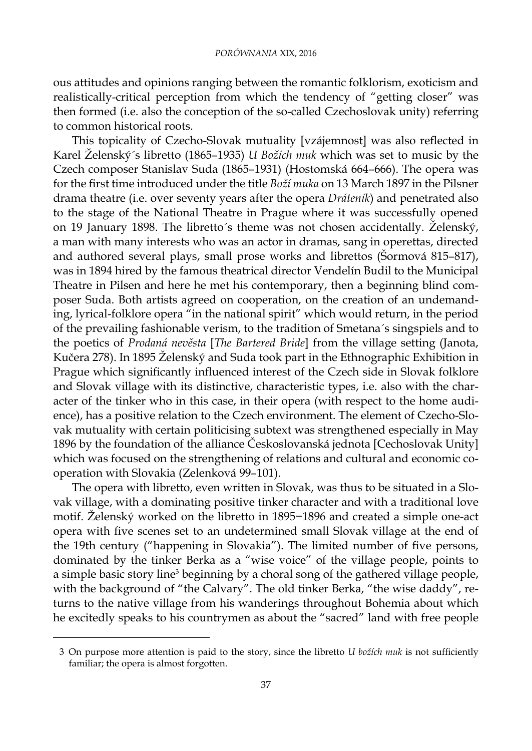ous attitudes and opinions ranging between the romantic folklorism, exoticism and realistically-critical perception from which the tendency of "getting closer" was then formed (i.e. also the conception of the so-called Czechoslovak unity) referring to common historical roots.

This topicality of Czecho-Slovak mutuality [vzájemnost] was also reflected in Karel Želenský´s libretto (1865–1935) *U Božích muk* which was set to music by the Czech composer Stanislav Suda (1865–1931) (Hostomská 664–666). The opera was for the first time introduced under the title *Boží muka* on 13 March 1897 in the Pilsner drama theatre (i.e. over seventy years after the opera *Dráteník*) and penetrated also to the stage of the National Theatre in Prague where it was successfully opened on 19 January 1898. The libretto´s theme was not chosen accidentally. Želenský, a man with many interests who was an actor in dramas, sang in operettas, directed and authored several plays, small prose works and librettos (Šormová 815–817), was in 1894 hired by the famous theatrical director Vendelín Budil to the Municipal Theatre in Pilsen and here he met his contemporary, then a beginning blind composer Suda. Both artists agreed on cooperation, on the creation of an undemanding, lyrical-folklore opera "in the national spirit" which would return, in the period of the prevailing fashionable verism, to the tradition of Smetana´s singspiels and to the poetics of *Prodaná nevěsta* [*The Bartered Bride*] from the village setting (Janota, Kučera 278). In 1895 Želenský and Suda took part in the Ethnographic Exhibition in Prague which significantly influenced interest of the Czech side in Slovak folklore and Slovak village with its distinctive, characteristic types, i.e. also with the character of the tinker who in this case, in their opera (with respect to the home audience), has a positive relation to the Czech environment. The element of Czecho-Slovak mutuality with certain politicising subtext was strengthened especially in May 1896 by the foundation of the alliance Československá jednota [Cechoslovak Unity] which was focused on the strengthening of relations and cultural and economic cooperation with Slovakia (Zelenková 99–101).

The opera with libretto, even written in Slovak, was thus to be situated in a Slovak village, with a dominating positive tinker character and with a traditional love motif. Želenský worked on the libretto in 1895−1896 and created a simple one-act opera with five scenes set to an undetermined small Slovak village at the end of the 19th century ("happening in Slovakia"). The limited number of five persons, dominated by the tinker Berka as a "wise voice" of the village people, points to a simple basic story line[3] beginning by a choral song of the gathered village people, with the background of "the Calvary". The old tinker Berka, "the wise daddy", returns to the native village from his wanderings throughout Bohemia about which he excitedly speaks to his countrymen as about the "sacred" land with free people

3 On purpose more attention is paid to the story, since the libretto *U božích muk* is not sufficiently familiar; the opera is almost forgotten.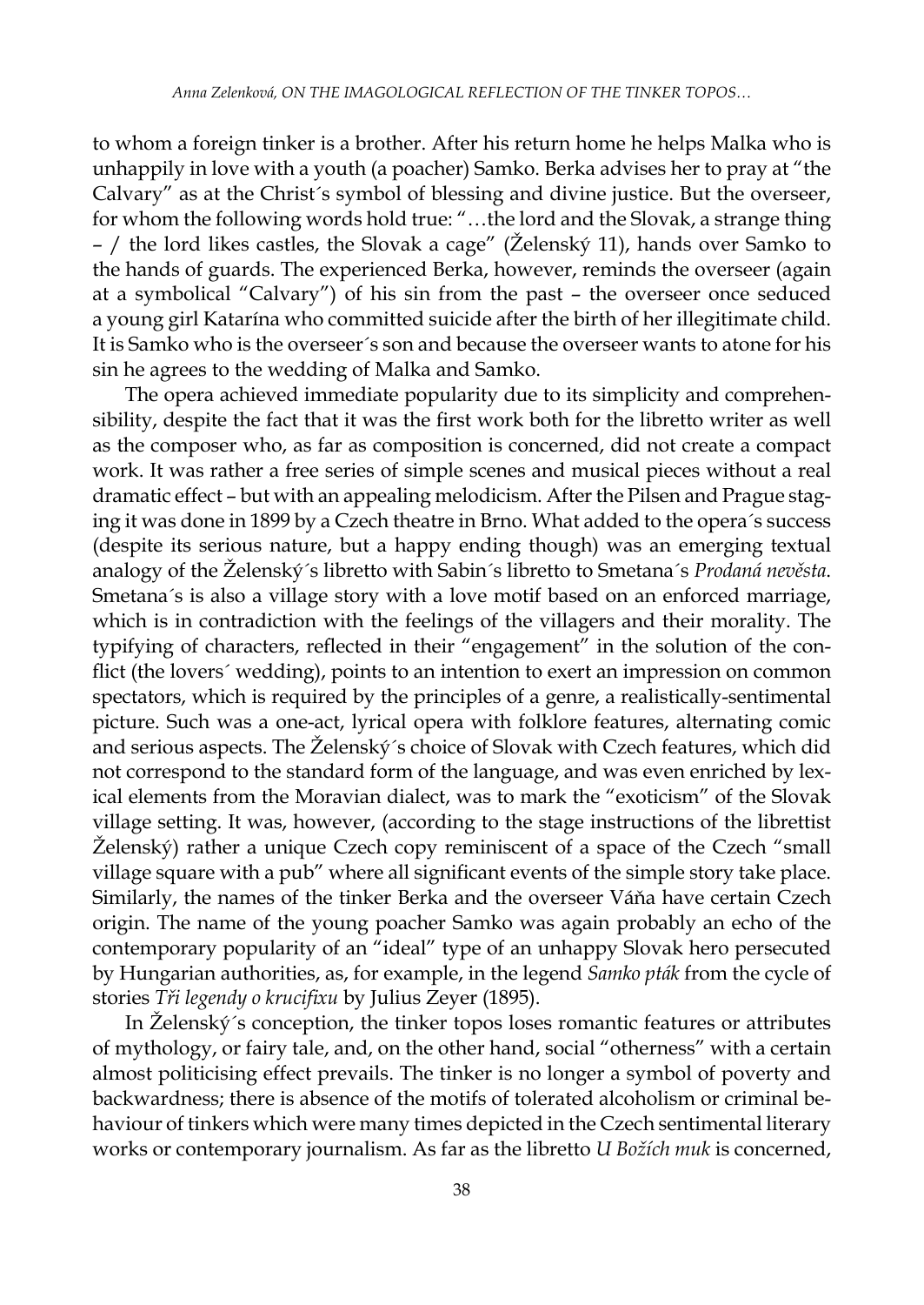to whom a foreign tinker is a brother. After his return home he helps Malka who is unhappily in love with a youth (a poacher) Samko. Berka advises her to pray at "the Calvary" as at the Christ´s symbol of blessing and divine justice. But the overseer, for whom the following words hold true: "…the lord and the Slovak, a strange thing – / the lord likes castles, the Slovak a cage" (Želenský 11), hands over Samko to the hands of guards. The experienced Berka, however, reminds the overseer (again at a symbolical "Calvary") of his sin from the past – the overseer once seduced a young girl Katarína who committed suicide after the birth of her illegitimate child. It is Samko who is the overseer´s son and because the overseer wants to atone for his sin he agrees to the wedding of Malka and Samko.

The opera achieved immediate popularity due to its simplicity and comprehensibility, despite the fact that it was the first work both for the libretto writer as well as the composer who, as far as composition is concerned, did not create a compact work. It was rather a free series of simple scenes and musical pieces without a real dramatic effect – but with an appealing melodicism. After the Pilsen and Prague staging it was done in 1899 by a Czech theatre in Brno. What added to the opera´s success (despite its serious nature, but a happy ending though) was an emerging textual analogy of the Želenský´s libretto with Sabin´s libretto to Smetana´s *Prodaná nevěsta*. Smetana´s is also a village story with a love motif based on an enforced marriage, which is in contradiction with the feelings of the villagers and their morality. The typifying of characters, reflected in their "engagement" in the solution of the conflict (the lovers´ wedding), points to an intention to exert an impression on common spectators, which is required by the principles of a genre, a realistically-sentimental picture. Such was a one-act, lyrical opera with folklore features, alternating comic and serious aspects. The Želenský´s choice of Slovak with Czech features, which did not correspond to the standard form of the language, and was even enriched by lexical elements from the Moravian dialect, was to mark the "exoticism" of the Slovak village setting. It was, however, (according to the stage instructions of the librettist Želenský) rather a unique Czech copy reminiscent of a space of the Czech "small village square with a pub" where all significant events of the simple story take place. Similarly, the names of the tinker Berka and the overseer Váňa have certain Czech origin. The name of the young poacher Samko was again probably an echo of the contemporary popularity of an "ideal" type of an unhappy Slovak hero persecuted by Hungarian authorities, as, for example, in the legend *Samko pták* from the cycle of stories *Tři legendy o krucifixu* by Julius Zeyer (1895).

In Želenský´s conception, the tinker topos loses romantic features or attributes of mythology, or fairy tale, and, on the other hand, social "otherness" with a certain almost politicising effect prevails. The tinker is no longer a symbol of poverty and backwardness; there is absence of the motifs of tolerated alcoholism or criminal behaviour of tinkers which were many times depicted in the Czech sentimental literary works or contemporary journalism. As far as the libretto *U Božích muk* is concerned,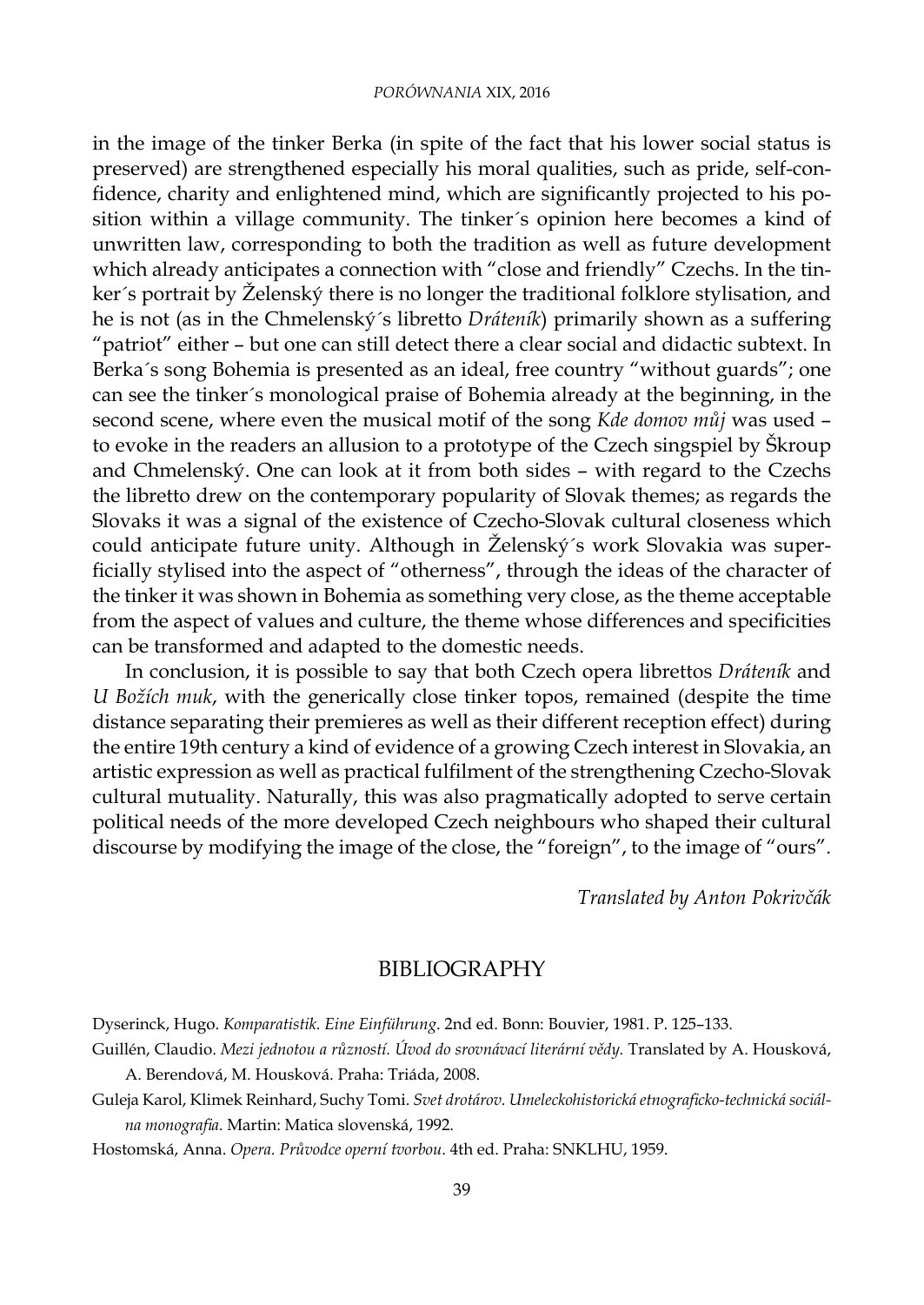in the image of the tinker Berka (in spite of the fact that his lower social status is preserved) are strengthened especially his moral qualities, such as pride, self-confidence, charity and enlightened mind, which are significantly projected to his position within a village community. The tinker´s opinion here becomes a kind of unwritten law, corresponding to both the tradition as well as future development which already anticipates a connection with "close and friendly" Czechs. In the tinker´s portrait by Želenský there is no longer the traditional folklore stylisation, and he is not (as in the Chmelenský´s libretto *Dráteník*) primarily shown as a suffering "patriot" either – but one can still detect there a clear social and didactic subtext. In Berka´s song Bohemia is presented as an ideal, free country "without guards"; one can see the tinker´s monological praise of Bohemia already at the beginning, in the second scene, where even the musical motif of the song *Kde domov můj* was used – to evoke in the readers an allusion to a prototype of the Czech singspiel by Škroup and Chmelenský. One can look at it from both sides – with regard to the Czechs the libretto drew on the contemporary popularity of Slovak themes; as regards the Slovaks it was a signal of the existence of Czecho-Slovak cultural closeness which could anticipate future unity. Although in Želenský´s work Slovakia was superficially stylised into the aspect of "otherness", through the ideas of the character of the tinker it was shown in Bohemia as something very close, as the theme acceptable from the aspect of values and culture, the theme whose differences and specificities can be transformed and adapted to the domestic needs.

In conclusion, it is possible to say that both Czech opera librettos *Dráteník* and *U Božích muk*, with the generically close tinker topos, remained (despite the time distance separating their premieres as well as their different reception effect) during the entire 19th century a kind of evidence of a growing Czech interest in Slovakia, an artistic expression as well as practical fulfilment of the strengthening Czecho-Slovak cultural mutuality. Naturally, this was also pragmatically adopted to serve certain political needs of the more developed Czech neighbours who shaped their cultural discourse by modifying the image of the close, the "foreign", to the image of "ours".

*Translated by Anton Pokrivčák*

## BIBLIOGRAPHY

Dyserinck, Hugo. *Komparatistik. Eine Einführung*. 2nd ed. Bonn: Bouvier, 1981. P. 125–133.

Guillén, Claudio. *Mezi jednotou a růzností. Úvod do srovnávací literární vědy.* Translated by A. Housková, A. Berendová, M. Housková. Praha: Triáda, 2008.

Guleja Karol, Klimek Reinhard, Suchy Tomi. *Svet drotárov. Umeleckohistorická etnograficko-technická sociálna monografia.* Martin: Matica slovenská, 1992.

Hostomská, Anna. *Opera. Průvodce operní tvorbou*. 4th ed. Praha: SNKLHU, 1959.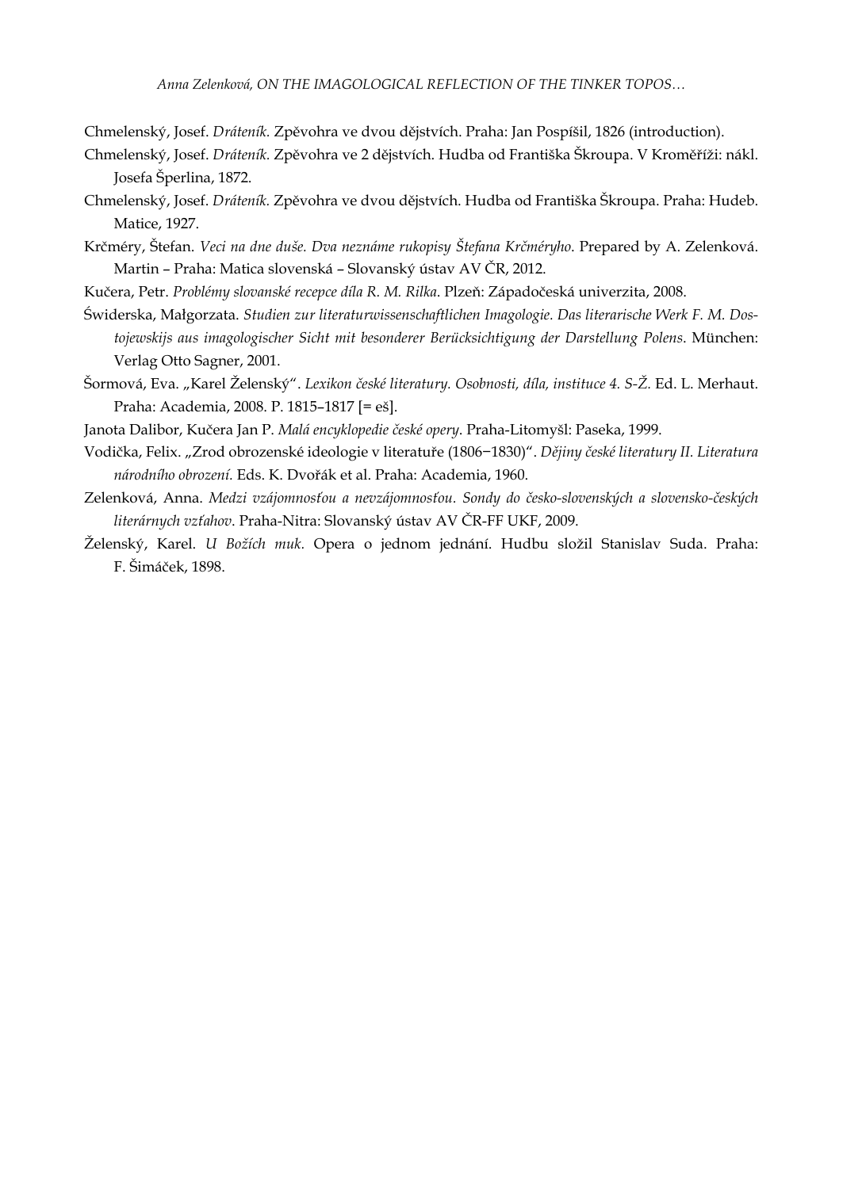Chmelenský, Josef. *Dráteník.* Zpěvohra ve dvou dějstvích. Praha: Jan Pospíšil, 1826 (introduction).

Chmelenský, Josef. *Dráteník.* Zpěvohra ve 2 dějstvích. Hudba od Františka Škroupa. V Kroměříži: nákl. Josefa Šperlina, 1872.

Chmelenský, Josef. *Dráteník.* Zpěvohra ve dvou dějstvích. Hudba od Františka Škroupa. Praha: Hudeb. Matice, 1927.

Krčméry, Štefan. *Veci na dne duše. Dva neznáme rukopisy Štefana Krčméryho*. Prepared by A. Zelenková. Martin – Praha: Matica slovenská – Slovanský ústav AV ČR, 2012.

Kučera, Petr. *Problémy slovanské recepce díla R. M. Rilka*. Plzeň: Západočeská univerzita, 2008.

Świderska, Małgorzata. *Studien zur literaturwissenschaftlichen Imagologie. Das literarische Werk F. M. Dostojewskijs aus imagologischer Sicht mit besonderer Berücksichtigung der Darstellung Polens*. München: Verlag Otto Sagner, 2001.

Šormová, Eva. „Karel Želenský". *Lexikon české literatury. Osobnosti, díla, instituce 4. S-Ž.* Ed. L. Merhaut. Praha: Academia, 2008. P. 1815–1817 [= eš].

Janota Dalibor, Kučera Jan P. *Malá encyklopedie české opery*. Praha-Litomyšl: Paseka, 1999.

Vodička, Felix. „Zrod obrozenské ideologie v literatuře (1806−1830)". *Dějiny české literatury II. Literatura národního obrození*. Eds. K. Dvořák et al. Praha: Academia, 1960.

Zelenková, Anna. *Medzi vzájomnosťou a nevzájomnosťou. Sondy do česko-slovenských a slovensko-českých literárnych vzťahov*. Praha-Nitra: Slovanský ústav AV ČR-FF UKF, 2009.

Želenský, Karel. *U Božích muk.* Opera o jednom jednání. Hudbu složil Stanislav Suda. Praha: F. Šimáček, 1898.